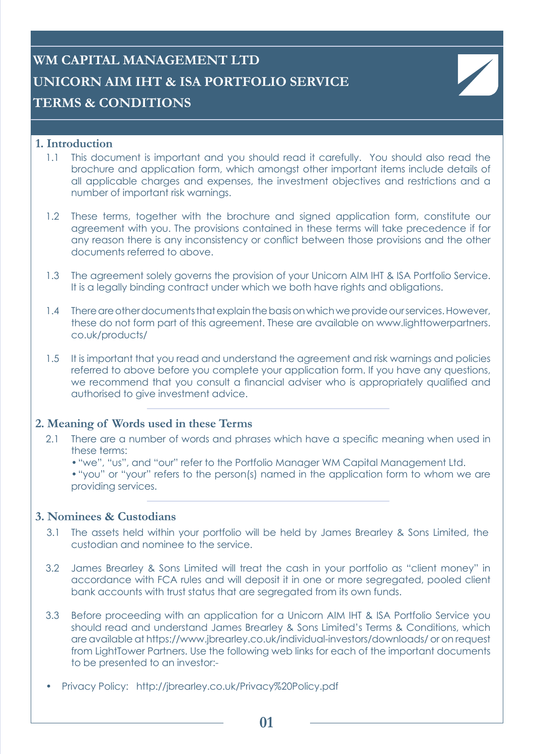# WM CAPITAL MANAGEMENT LTD
# UNICORN AIM IHT & ISA PORTFOLIO SERVICE
# TERMS & CONDITIONS

## 1. Introduction

1.1 This document is important and you should read it carefully. You should also read the brochure and application form, which amongst other important items include details of all applicable charges and expenses, the investment objectives and restrictions and a number of important risk warnings.

1.2 These terms, together with the brochure and signed application form, constitute our agreement with you. The provisions contained in these terms will take precedence if for any reason there is any inconsistency or conflict between those provisions and the other documents referred to above.

1.3 The agreement solely governs the provision of your Unicorn AIM IHT & ISA Portfolio Service. It is a legally binding contract under which we both have rights and obligations.

1.4 There are other documents that explain the basis on which we provide our services. However, these do not form part of this agreement. These are available on www.lighttowerpartners.co.uk/products/

1.5 It is important that you read and understand the agreement and risk warnings and policies referred to above before you complete your application form. If you have any questions, we recommend that you consult a financial adviser who is appropriately qualified and authorised to give investment advice.

## 2. Meaning of Words used in these Terms

2.1 There are a number of words and phrases which have a specific meaning when used in these terms:

- "we", "us", and "our" refer to the Portfolio Manager WM Capital Management Ltd.
- "you" or "your" refers to the person(s) named in the application form to whom we are providing services.

## 3. Nominees & Custodians

3.1 The assets held within your portfolio will be held by James Brearley & Sons Limited, the custodian and nominee to the service.

3.2 James Brearley & Sons Limited will treat the cash in your portfolio as "client money" in accordance with FCA rules and will deposit it in one or more segregated, pooled client bank accounts with trust status that are segregated from its own funds.

3.3 Before proceeding with an application for a Unicorn AIM IHT & ISA Portfolio Service you should read and understand James Brearley & Sons Limited's Terms & Conditions, which are available at https://www.jbrearley.co.uk/individual-investors/downloads/ or on request from LightTower Partners. Use the following web links for each of the important documents to be presented to an investor:-

- Privacy Policy: http://jbrearley.co.uk/Privacy%20Policy.pdf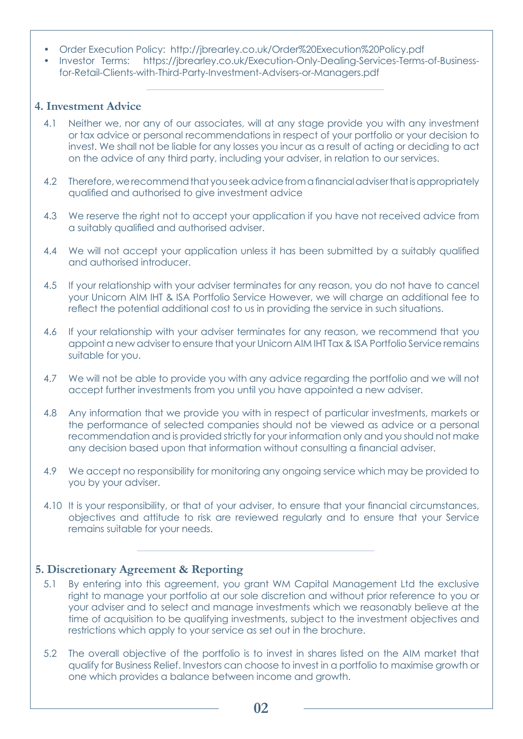- Order Execution Policy: http://jbrearley.co.uk/Order%20Execution%20Policy.pdf
- Investor Terms: https://jbrearley.co.uk/Execution-Only-Dealing-Services-Terms-of-Business-for-Retail-Clients-with-Third-Party-Investment-Advisers-or-Managers.pdf

## 4. Investment Advice

4.1 Neither we, nor any of our associates, will at any stage provide you with any investment or tax advice or personal recommendations in respect of your portfolio or your decision to invest. We shall not be liable for any losses you incur as a result of acting or deciding to act on the advice of any third party, including your adviser, in relation to our services.

4.2 Therefore, we recommend that you seek advice from a financial adviser that is appropriately qualified and authorised to give investment advice

4.3 We reserve the right not to accept your application if you have not received advice from a suitably qualified and authorised adviser.

4.4 We will not accept your application unless it has been submitted by a suitably qualified and authorised introducer.

4.5 If your relationship with your adviser terminates for any reason, you do not have to cancel your Unicorn AIM IHT & ISA Portfolio Service However, we will charge an additional fee to reflect the potential additional cost to us in providing the service in such situations.

4.6 If your relationship with your adviser terminates for any reason, we recommend that you appoint a new adviser to ensure that your Unicorn AIM IHT Tax & ISA Portfolio Service remains suitable for you.

4.7 We will not be able to provide you with any advice regarding the portfolio and we will not accept further investments from you until you have appointed a new adviser.

4.8 Any information that we provide you with in respect of particular investments, markets or the performance of selected companies should not be viewed as advice or a personal recommendation and is provided strictly for your information only and you should not make any decision based upon that information without consulting a financial adviser.

4.9 We accept no responsibility for monitoring any ongoing service which may be provided to you by your adviser.

4.10 It is your responsibility, or that of your adviser, to ensure that your financial circumstances, objectives and attitude to risk are reviewed regularly and to ensure that your Service remains suitable for your needs.

## 5. Discretionary Agreement & Reporting

5.1 By entering into this agreement, you grant WM Capital Management Ltd the exclusive right to manage your portfolio at our sole discretion and without prior reference to you or your adviser and to select and manage investments which we reasonably believe at the time of acquisition to be qualifying investments, subject to the investment objectives and restrictions which apply to your service as set out in the brochure.

5.2 The overall objective of the portfolio is to invest in shares listed on the AIM market that qualify for Business Relief. Investors can choose to invest in a portfolio to maximise growth or one which provides a balance between income and growth.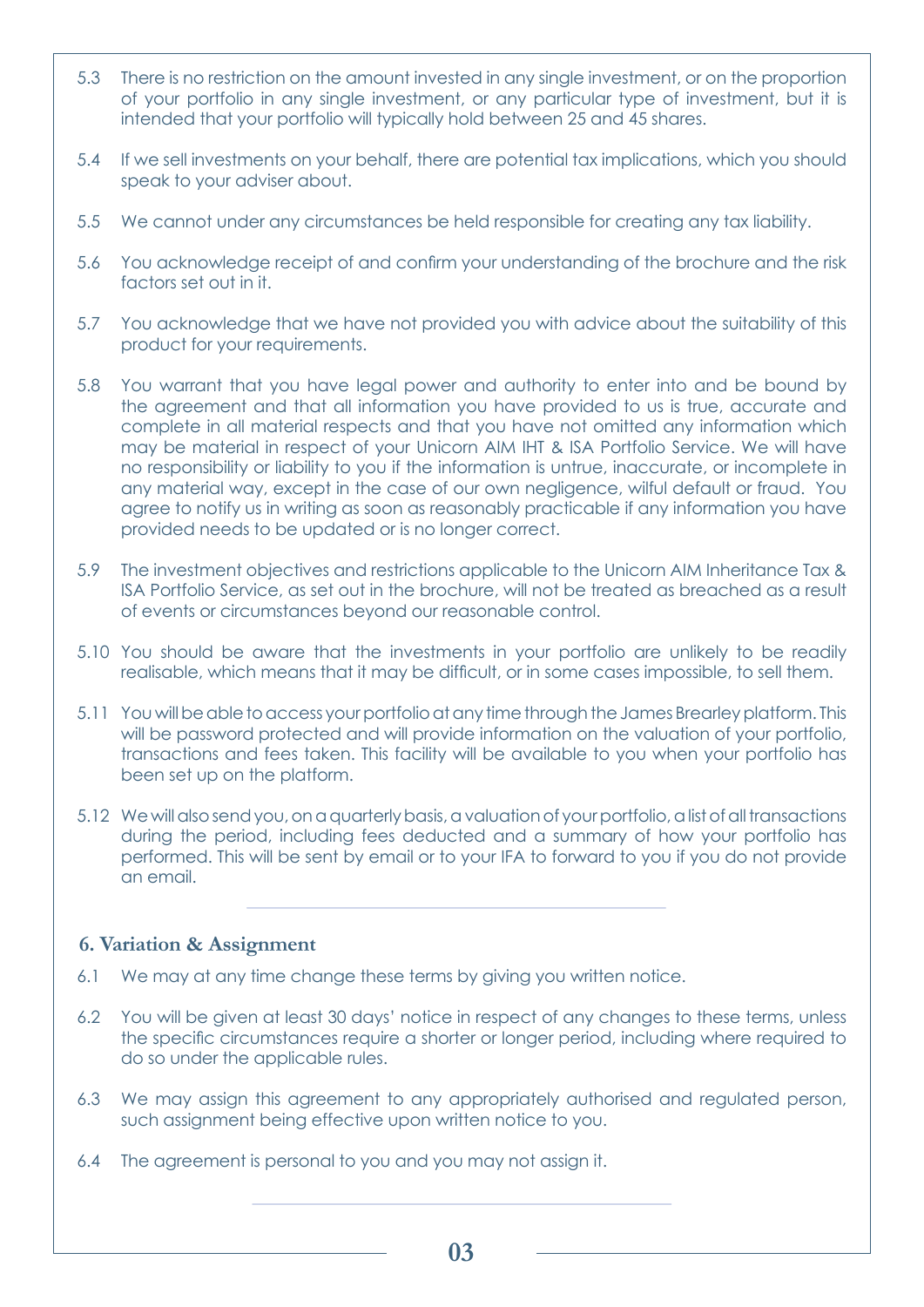5.3 There is no restriction on the amount invested in any single investment, or on the proportion of your portfolio in any single investment, or any particular type of investment, but it is intended that your portfolio will typically hold between 25 and 45 shares.

5.4 If we sell investments on your behalf, there are potential tax implications, which you should speak to your adviser about.

5.5 We cannot under any circumstances be held responsible for creating any tax liability.

5.6 You acknowledge receipt of and confirm your understanding of the brochure and the risk factors set out in it.

5.7 You acknowledge that we have not provided you with advice about the suitability of this product for your requirements.

5.8 You warrant that you have legal power and authority to enter into and be bound by the agreement and that all information you have provided to us is true, accurate and complete in all material respects and that you have not omitted any information which may be material in respect of your Unicorn AIM IHT & ISA Portfolio Service. We will have no responsibility or liability to you if the information is untrue, inaccurate, or incomplete in any material way, except in the case of our own negligence, wilful default or fraud. You agree to notify us in writing as soon as reasonably practicable if any information you have provided needs to be updated or is no longer correct.

5.9 The investment objectives and restrictions applicable to the Unicorn AIM Inheritance Tax & ISA Portfolio Service, as set out in the brochure, will not be treated as breached as a result of events or circumstances beyond our reasonable control.

5.10 You should be aware that the investments in your portfolio are unlikely to be readily realisable, which means that it may be difficult, or in some cases impossible, to sell them.

5.11 You will be able to access your portfolio at any time through the James Brearley platform. This will be password protected and will provide information on the valuation of your portfolio, transactions and fees taken. This facility will be available to you when your portfolio has been set up on the platform.

5.12 We will also send you, on a quarterly basis, a valuation of your portfolio, a list of all transactions during the period, including fees deducted and a summary of how your portfolio has performed. This will be sent by email or to your IFA to forward to you if you do not provide an email.

## 6. Variation & Assignment

6.1 We may at any time change these terms by giving you written notice.

6.2 You will be given at least 30 days' notice in respect of any changes to these terms, unless the specific circumstances require a shorter or longer period, including where required to do so under the applicable rules.

6.3 We may assign this agreement to any appropriately authorised and regulated person, such assignment being effective upon written notice to you.

6.4 The agreement is personal to you and you may not assign it.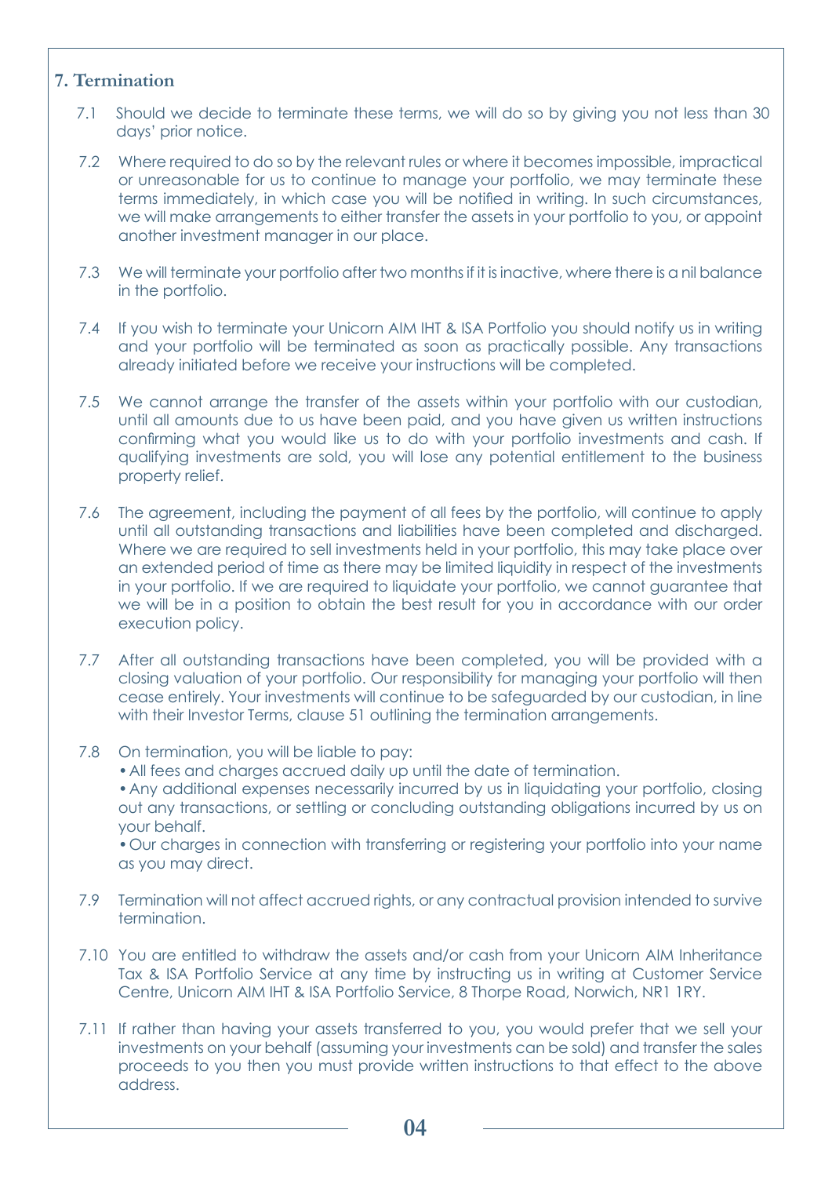## 7. Termination

7.1 Should we decide to terminate these terms, we will do so by giving you not less than 30 days' prior notice.

7.2 Where required to do so by the relevant rules or where it becomes impossible, impractical or unreasonable for us to continue to manage your portfolio, we may terminate these terms immediately, in which case you will be notified in writing. In such circumstances, we will make arrangements to either transfer the assets in your portfolio to you, or appoint another investment manager in our place.

7.3 We will terminate your portfolio after two months if it is inactive, where there is a nil balance in the portfolio.

7.4 If you wish to terminate your Unicorn AIM IHT & ISA Portfolio you should notify us in writing and your portfolio will be terminated as soon as practically possible. Any transactions already initiated before we receive your instructions will be completed.

7.5 We cannot arrange the transfer of the assets within your portfolio with our custodian, until all amounts due to us have been paid, and you have given us written instructions confirming what you would like us to do with your portfolio investments and cash. If qualifying investments are sold, you will lose any potential entitlement to the business property relief.

7.6 The agreement, including the payment of all fees by the portfolio, will continue to apply until all outstanding transactions and liabilities have been completed and discharged. Where we are required to sell investments held in your portfolio, this may take place over an extended period of time as there may be limited liquidity in respect of the investments in your portfolio. If we are required to liquidate your portfolio, we cannot guarantee that we will be in a position to obtain the best result for you in accordance with our order execution policy.

7.7 After all outstanding transactions have been completed, you will be provided with a closing valuation of your portfolio. Our responsibility for managing your portfolio will then cease entirely. Your investments will continue to be safeguarded by our custodian, in line with their Investor Terms, clause 51 outlining the termination arrangements.

7.8 On termination, you will be liable to pay:

- All fees and charges accrued daily up until the date of termination.
- Any additional expenses necessarily incurred by us in liquidating your portfolio, closing out any transactions, or settling or concluding outstanding obligations incurred by us on your behalf.
- Our charges in connection with transferring or registering your portfolio into your name as you may direct.

7.9 Termination will not affect accrued rights, or any contractual provision intended to survive termination.

7.10 You are entitled to withdraw the assets and/or cash from your Unicorn AIM Inheritance Tax & ISA Portfolio Service at any time by instructing us in writing at Customer Service Centre, Unicorn AIM IHT & ISA Portfolio Service, 8 Thorpe Road, Norwich, NR1 1RY.

7.11 If rather than having your assets transferred to you, you would prefer that we sell your investments on your behalf (assuming your investments can be sold) and transfer the sales proceeds to you then you must provide written instructions to that effect to the above address.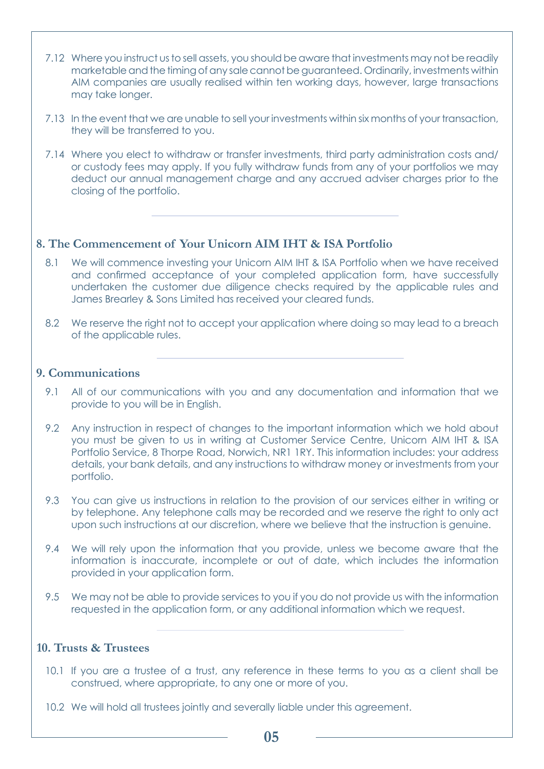7.12 Where you instruct us to sell assets, you should be aware that investments may not be readily marketable and the timing of any sale cannot be guaranteed. Ordinarily, investments within AIM companies are usually realised within ten working days, however, large transactions may take longer.

7.13 In the event that we are unable to sell your investments within six months of your transaction, they will be transferred to you.

7.14 Where you elect to withdraw or transfer investments, third party administration costs and/or custody fees may apply. If you fully withdraw funds from any of your portfolios we may deduct our annual management charge and any accrued adviser charges prior to the closing of the portfolio.

## 8. The Commencement of Your Unicorn AIM IHT & ISA Portfolio

8.1 We will commence investing your Unicorn AIM IHT & ISA Portfolio when we have received and confirmed acceptance of your completed application form, have successfully undertaken the customer due diligence checks required by the applicable rules and James Brearley & Sons Limited has received your cleared funds.

8.2 We reserve the right not to accept your application where doing so may lead to a breach of the applicable rules.

## 9. Communications

9.1 All of our communications with you and any documentation and information that we provide to you will be in English.

9.2 Any instruction in respect of changes to the important information which we hold about you must be given to us in writing at Customer Service Centre, Unicorn AIM IHT & ISA Portfolio Service, 8 Thorpe Road, Norwich, NR1 1RY. This information includes: your address details, your bank details, and any instructions to withdraw money or investments from your portfolio.

9.3 You can give us instructions in relation to the provision of our services either in writing or by telephone. Any telephone calls may be recorded and we reserve the right to only act upon such instructions at our discretion, where we believe that the instruction is genuine.

9.4 We will rely upon the information that you provide, unless we become aware that the information is inaccurate, incomplete or out of date, which includes the information provided in your application form.

9.5 We may not be able to provide services to you if you do not provide us with the information requested in the application form, or any additional information which we request.

## 10. Trusts & Trustees

10.1 If you are a trustee of a trust, any reference in these terms to you as a client shall be construed, where appropriate, to any one or more of you.

10.2 We will hold all trustees jointly and severally liable under this agreement.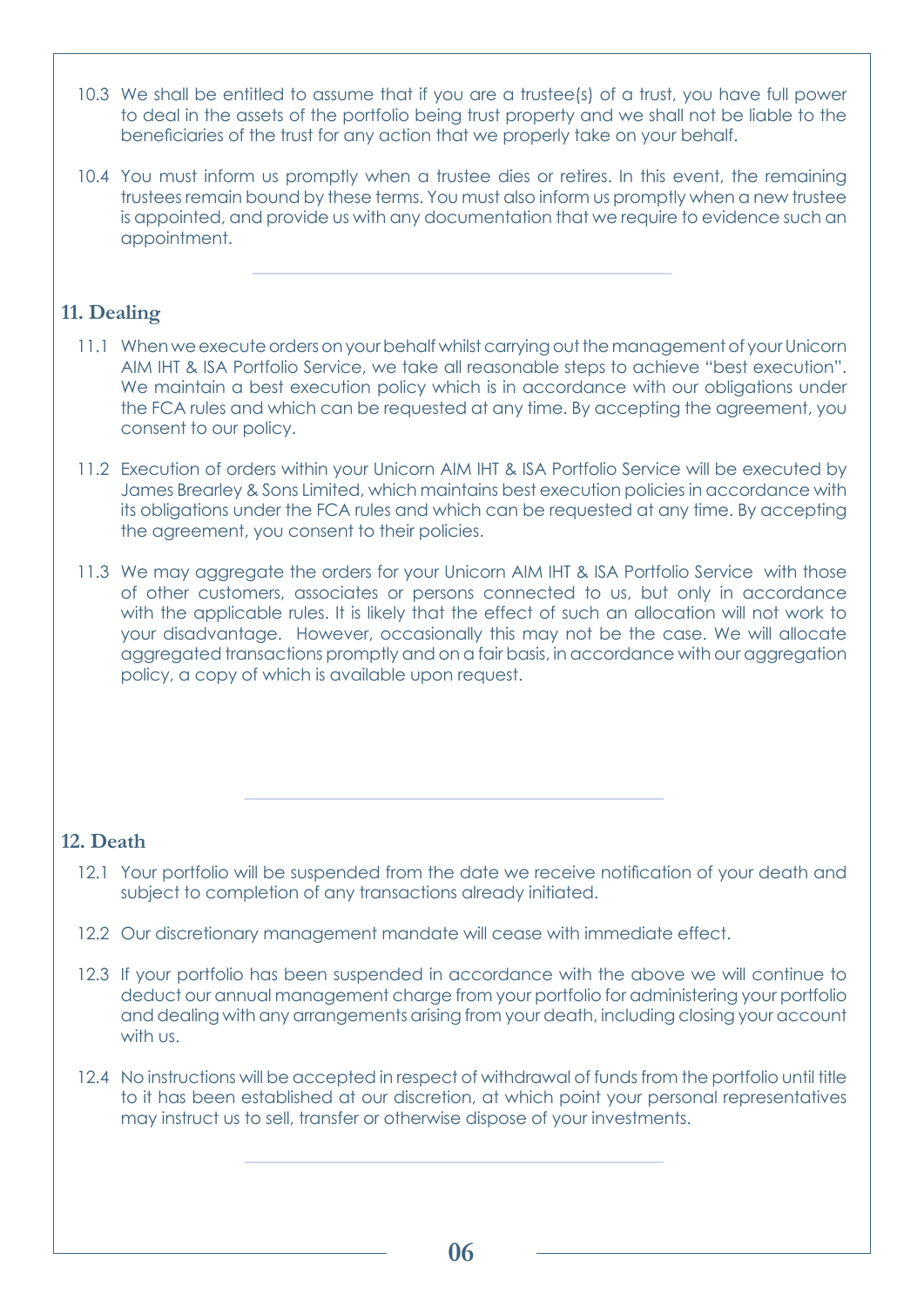10.3 We shall be entitled to assume that if you are a trustee(s) of a trust, you have full power to deal in the assets of the portfolio being trust property and we shall not be liable to the beneficiaries of the trust for any action that we properly take on your behalf.

10.4 You must inform us promptly when a trustee dies or retires. In this event, the remaining trustees remain bound by these terms. You must also inform us promptly when a new trustee is appointed, and provide us with any documentation that we require to evidence such an appointment.

## 11. Dealing

11.1 When we execute orders on your behalf whilst carrying out the management of your Unicorn AIM IHT & ISA Portfolio Service, we take all reasonable steps to achieve "best execution". We maintain a best execution policy which is in accordance with our obligations under the FCA rules and which can be requested at any time. By accepting the agreement, you consent to our policy.

11.2 Execution of orders within your Unicorn AIM IHT & ISA Portfolio Service will be executed by James Brearley & Sons Limited, which maintains best execution policies in accordance with its obligations under the FCA rules and which can be requested at any time. By accepting the agreement, you consent to their policies.

11.3 We may aggregate the orders for your Unicorn AIM IHT & ISA Portfolio Service with those of other customers, associates or persons connected to us, but only in accordance with the applicable rules. It is likely that the effect of such an allocation will not work to your disadvantage. However, occasionally this may not be the case. We will allocate aggregated transactions promptly and on a fair basis, in accordance with our aggregation policy, a copy of which is available upon request.

## 12. Death

12.1 Your portfolio will be suspended from the date we receive notification of your death and subject to completion of any transactions already initiated.

12.2 Our discretionary management mandate will cease with immediate effect.

12.3 If your portfolio has been suspended in accordance with the above we will continue to deduct our annual management charge from your portfolio for administering your portfolio and dealing with any arrangements arising from your death, including closing your account with us.

12.4 No instructions will be accepted in respect of withdrawal of funds from the portfolio until title to it has been established at our discretion, at which point your personal representatives may instruct us to sell, transfer or otherwise dispose of your investments.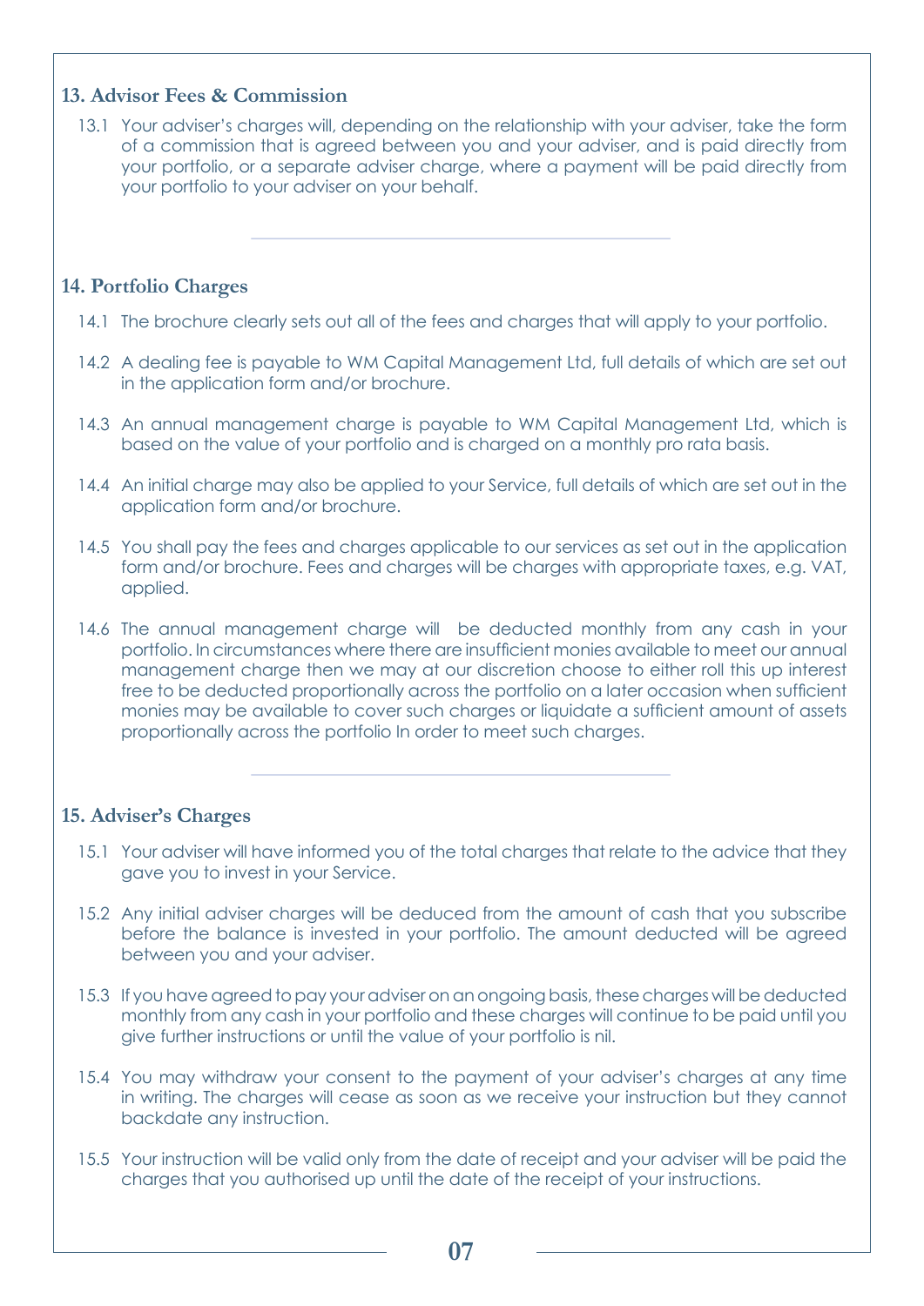## 13. Advisor Fees & Commission

13.1 Your adviser's charges will, depending on the relationship with your adviser, take the form of a commission that is agreed between you and your adviser, and is paid directly from your portfolio, or a separate adviser charge, where a payment will be paid directly from your portfolio to your adviser on your behalf.

---

## 14. Portfolio Charges

14.1 The brochure clearly sets out all of the fees and charges that will apply to your portfolio.

14.2 A dealing fee is payable to WM Capital Management Ltd, full details of which are set out in the application form and/or brochure.

14.3 An annual management charge is payable to WM Capital Management Ltd, which is based on the value of your portfolio and is charged on a monthly pro rata basis.

14.4 An initial charge may also be applied to your Service, full details of which are set out in the application form and/or brochure.

14.5 You shall pay the fees and charges applicable to our services as set out in the application form and/or brochure. Fees and charges will be charges with appropriate taxes, e.g. VAT, applied.

14.6 The annual management charge will be deducted monthly from any cash in your portfolio. In circumstances where there are insufficient monies available to meet our annual management charge then we may at our discretion choose to either roll this up interest free to be deducted proportionally across the portfolio on a later occasion when sufficient monies may be available to cover such charges or liquidate a sufficient amount of assets proportionally across the portfolio In order to meet such charges.

---

## 15. Adviser's Charges

15.1 Your adviser will have informed you of the total charges that relate to the advice that they gave you to invest in your Service.

15.2 Any initial adviser charges will be deduced from the amount of cash that you subscribe before the balance is invested in your portfolio. The amount deducted will be agreed between you and your adviser.

15.3 If you have agreed to pay your adviser on an ongoing basis, these charges will be deducted monthly from any cash in your portfolio and these charges will continue to be paid until you give further instructions or until the value of your portfolio is nil.

15.4 You may withdraw your consent to the payment of your adviser's charges at any time in writing. The charges will cease as soon as we receive your instruction but they cannot backdate any instruction.

15.5 Your instruction will be valid only from the date of receipt and your adviser will be paid the charges that you authorised up until the date of the receipt of your instructions.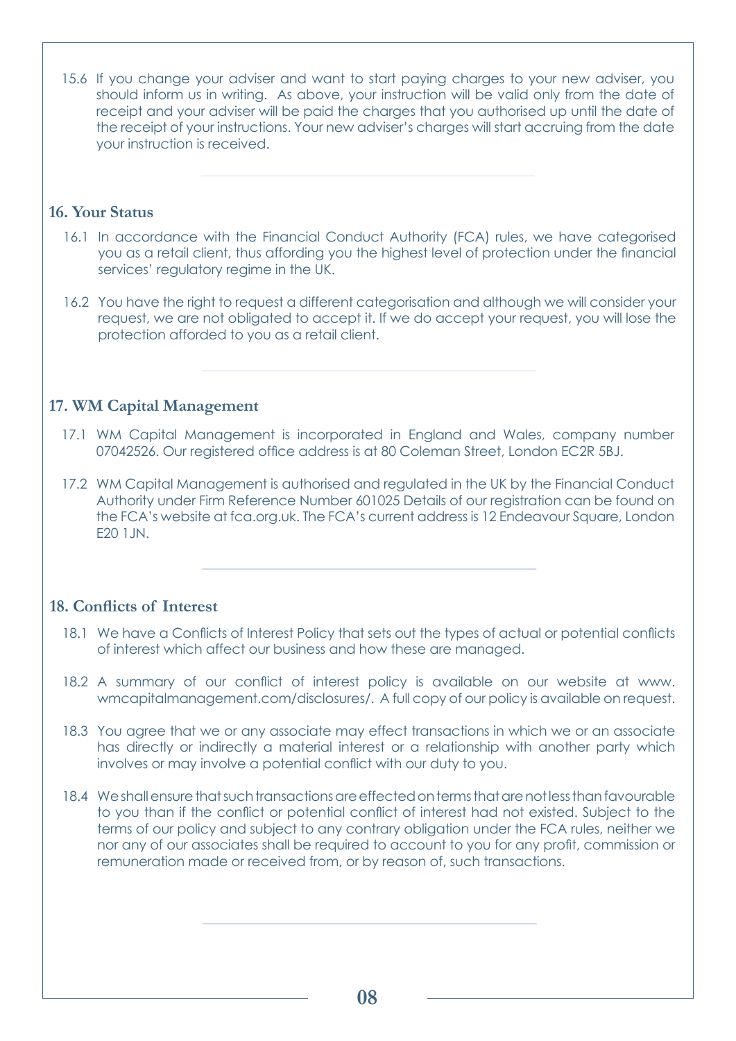15.6 If you change your adviser and want to start paying charges to your new adviser, you should inform us in writing. As above, your instruction will be valid only from the date of receipt and your adviser will be paid the charges that you authorised up until the date of the receipt of your instructions. Your new adviser's charges will start accruing from the date your instruction is received.

## 16. Your Status

16.1 In accordance with the Financial Conduct Authority (FCA) rules, we have categorised you as a retail client, thus affording you the highest level of protection under the financial services' regulatory regime in the UK.

16.2 You have the right to request a different categorisation and although we will consider your request, we are not obligated to accept it. If we do accept your request, you will lose the protection afforded to you as a retail client.

## 17. WM Capital Management

17.1 WM Capital Management is incorporated in England and Wales, company number 07042526. Our registered office address is at 80 Coleman Street, London EC2R 5BJ.

17.2 WM Capital Management is authorised and regulated in the UK by the Financial Conduct Authority under Firm Reference Number 601025 Details of our registration can be found on the FCA's website at fca.org.uk. The FCA's current address is 12 Endeavour Square, London E20 1JN.

## 18. Conflicts of Interest

18.1 We have a Conflicts of Interest Policy that sets out the types of actual or potential conflicts of interest which affect our business and how these are managed.

18.2 A summary of our conflict of interest policy is available on our website at www.wmcapitalmanagement.com/disclosures/. A full copy of our policy is available on request.

18.3 You agree that we or any associate may effect transactions in which we or an associate has directly or indirectly a material interest or a relationship with another party which involves or may involve a potential conflict with our duty to you.

18.4 We shall ensure that such transactions are effected on terms that are not less than favourable to you than if the conflict or potential conflict of interest had not existed. Subject to the terms of our policy and subject to any contrary obligation under the FCA rules, neither we nor any of our associates shall be required to account to you for any profit, commission or remuneration made or received from, or by reason of, such transactions.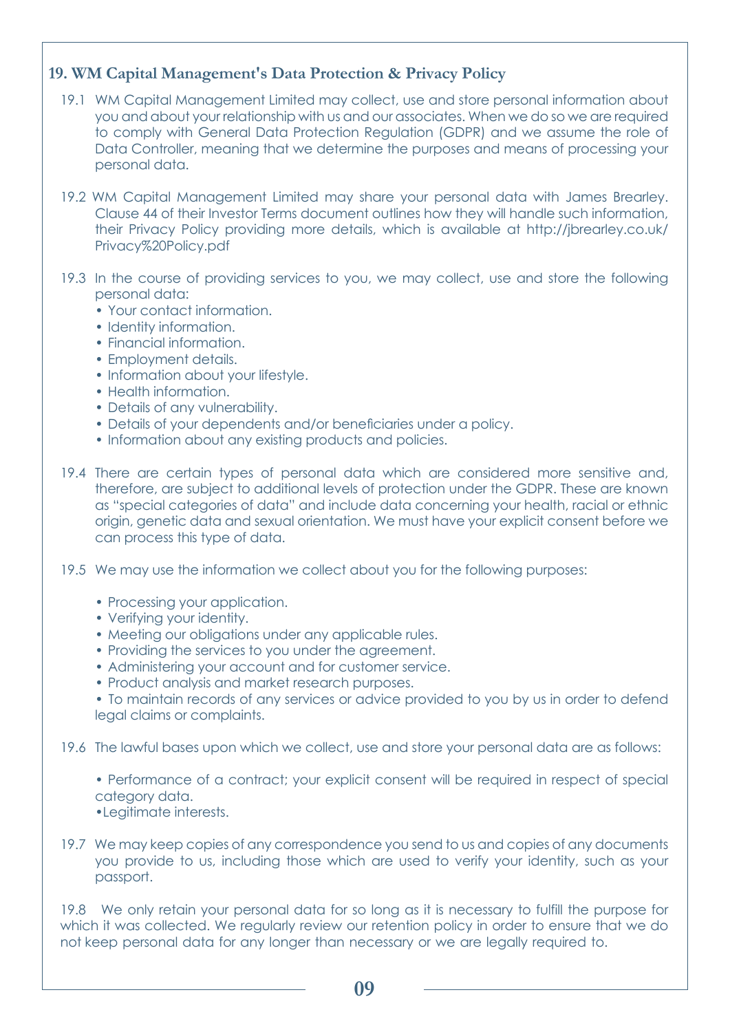## 19. WM Capital Management's Data Protection & Privacy Policy

19.1 WM Capital Management Limited may collect, use and store personal information about you and about your relationship with us and our associates. When we do so we are required to comply with General Data Protection Regulation (GDPR) and we assume the role of Data Controller, meaning that we determine the purposes and means of processing your personal data.

19.2 WM Capital Management Limited may share your personal data with James Brearley. Clause 44 of their Investor Terms document outlines how they will handle such information, their Privacy Policy providing more details, which is available at http://jbrearley.co.uk/Privacy%20Policy.pdf

19.3 In the course of providing services to you, we may collect, use and store the following personal data:

- Your contact information.
- Identity information.
- Financial information.
- Employment details.
- Information about your lifestyle.
- Health information.
- Details of any vulnerability.
- Details of your dependents and/or beneficiaries under a policy.
- Information about any existing products and policies.

19.4 There are certain types of personal data which are considered more sensitive and, therefore, are subject to additional levels of protection under the GDPR. These are known as "special categories of data" and include data concerning your health, racial or ethnic origin, genetic data and sexual orientation. We must have your explicit consent before we can process this type of data.

19.5 We may use the information we collect about you for the following purposes:

- Processing your application.
- Verifying your identity.
- Meeting our obligations under any applicable rules.
- Providing the services to you under the agreement.
- Administering your account and for customer service.
- Product analysis and market research purposes.
- To maintain records of any services or advice provided to you by us in order to defend legal claims or complaints.

19.6 The lawful bases upon which we collect, use and store your personal data are as follows:

- Performance of a contract; your explicit consent will be required in respect of special category data.
- Legitimate interests.

19.7 We may keep copies of any correspondence you send to us and copies of any documents you provide to us, including those which are used to verify your identity, such as your passport.

19.8 We only retain your personal data for so long as it is necessary to fulfill the purpose for which it was collected. We regularly review our retention policy in order to ensure that we do not keep personal data for any longer than necessary or we are legally required to.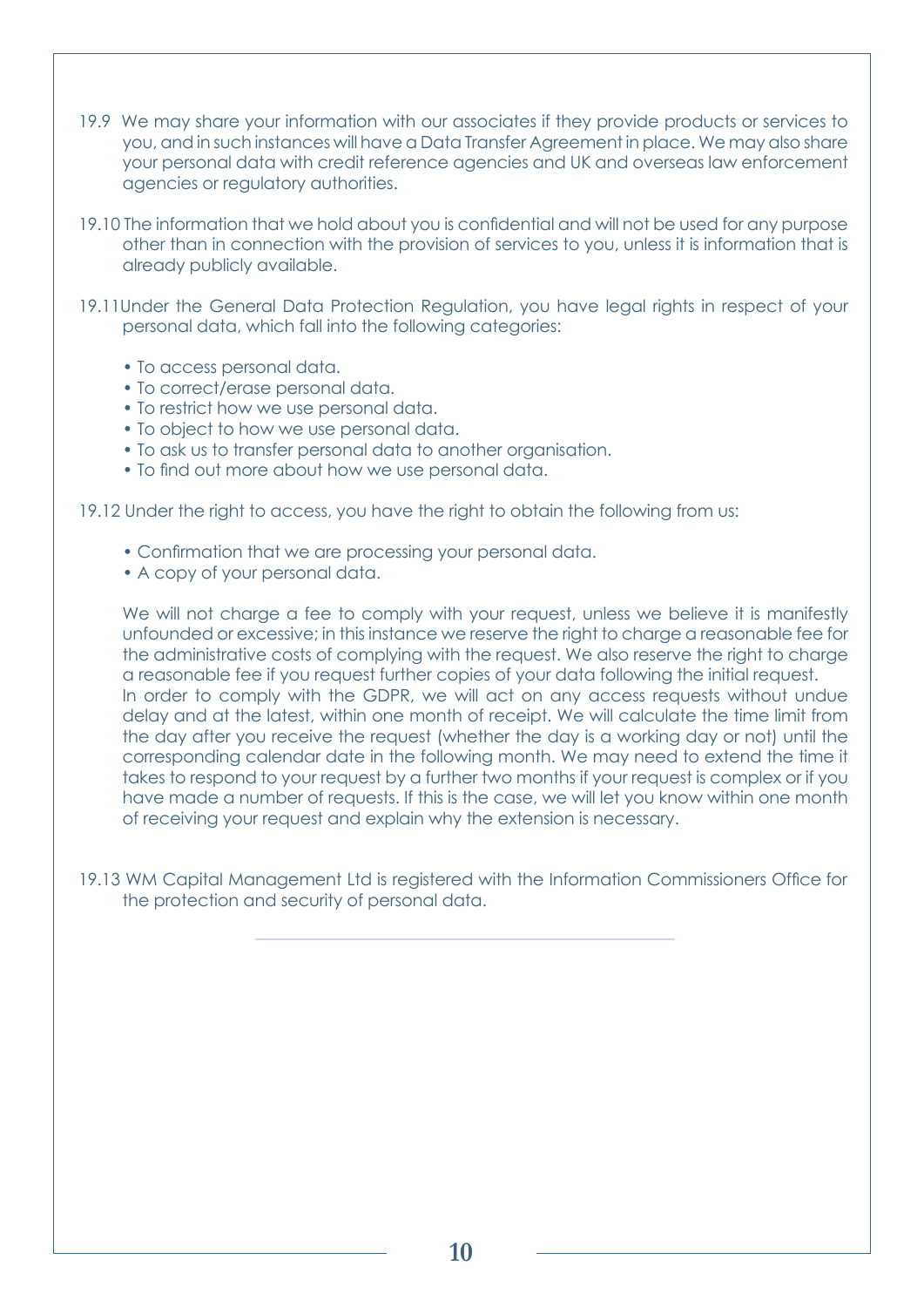19.9 We may share your information with our associates if they provide products or services to you, and in such instances will have a Data Transfer Agreement in place. We may also share your personal data with credit reference agencies and UK and overseas law enforcement agencies or regulatory authorities.

19.10 The information that we hold about you is confidential and will not be used for any purpose other than in connection with the provision of services to you, unless it is information that is already publicly available.

19.11 Under the General Data Protection Regulation, you have legal rights in respect of your personal data, which fall into the following categories:

- To access personal data.
- To correct/erase personal data.
- To restrict how we use personal data.
- To object to how we use personal data.
- To ask us to transfer personal data to another organisation.
- To find out more about how we use personal data.

19.12 Under the right to access, you have the right to obtain the following from us:

- Confirmation that we are processing your personal data.
- A copy of your personal data.

We will not charge a fee to comply with your request, unless we believe it is manifestly unfounded or excessive; in this instance we reserve the right to charge a reasonable fee for the administrative costs of complying with the request. We also reserve the right to charge a reasonable fee if you request further copies of your data following the initial request.
In order to comply with the GDPR, we will act on any access requests without undue delay and at the latest, within one month of receipt. We will calculate the time limit from the day after you receive the request (whether the day is a working day or not) until the corresponding calendar date in the following month. We may need to extend the time it takes to respond to your request by a further two months if your request is complex or if you have made a number of requests. If this is the case, we will let you know within one month of receiving your request and explain why the extension is necessary.

19.13 WM Capital Management Ltd is registered with the Information Commissioners Office for the protection and security of personal data.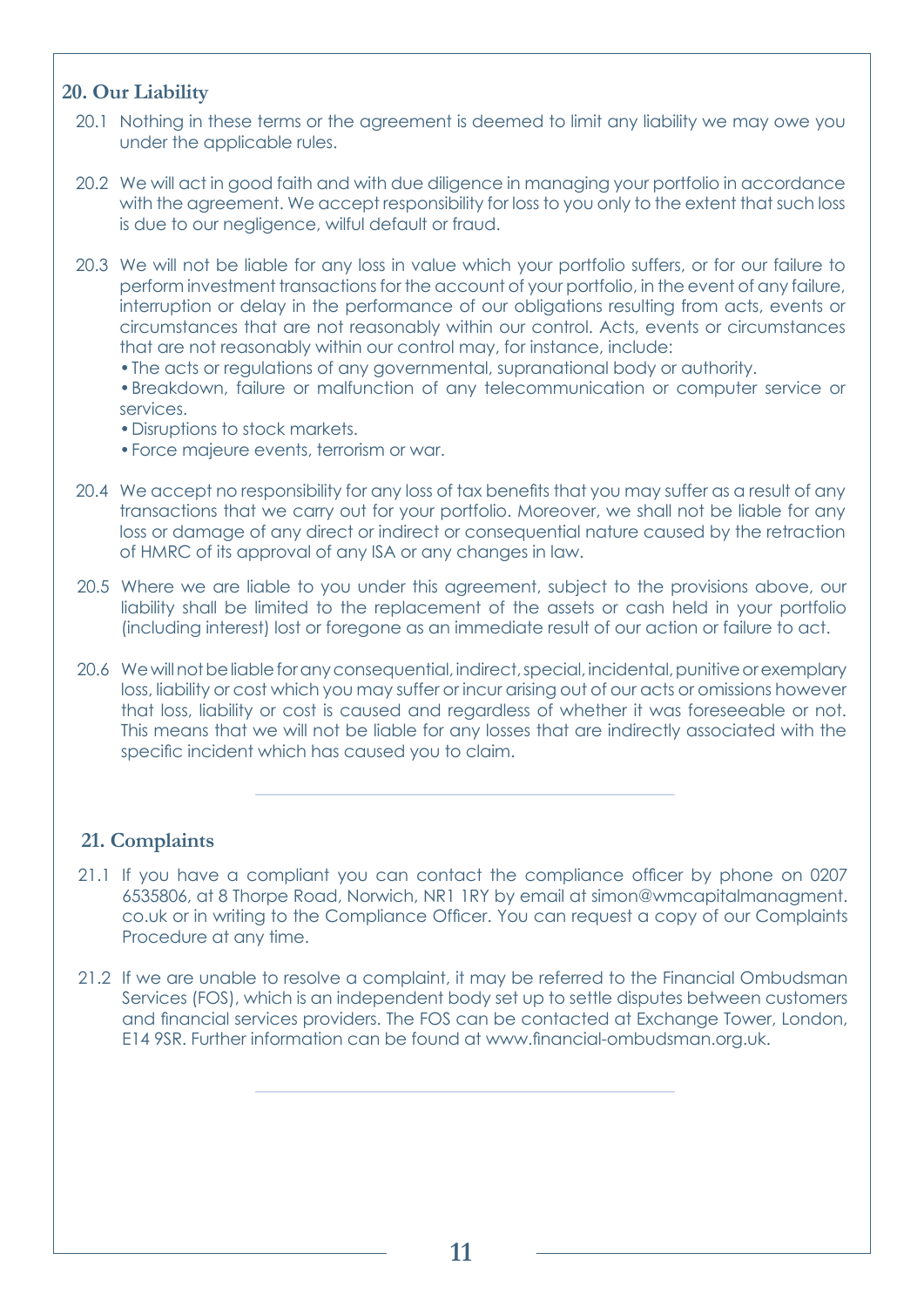## 20. Our Liability

20.1 Nothing in these terms or the agreement is deemed to limit any liability we may owe you under the applicable rules.

20.2 We will act in good faith and with due diligence in managing your portfolio in accordance with the agreement. We accept responsibility for loss to you only to the extent that such loss is due to our negligence, wilful default or fraud.

20.3 We will not be liable for any loss in value which your portfolio suffers, or for our failure to perform investment transactions for the account of your portfolio, in the event of any failure, interruption or delay in the performance of our obligations resulting from acts, events or circumstances that are not reasonably within our control. Acts, events or circumstances that are not reasonably within our control may, for instance, include:

- The acts or regulations of any governmental, supranational body or authority.
- Breakdown, failure or malfunction of any telecommunication or computer service or services.
- Disruptions to stock markets.
- Force majeure events, terrorism or war.

20.4 We accept no responsibility for any loss of tax benefits that you may suffer as a result of any transactions that we carry out for your portfolio. Moreover, we shall not be liable for any loss or damage of any direct or indirect or consequential nature caused by the retraction of HMRC of its approval of any ISA or any changes in law.

20.5 Where we are liable to you under this agreement, subject to the provisions above, our liability shall be limited to the replacement of the assets or cash held in your portfolio (including interest) lost or foregone as an immediate result of our action or failure to act.

20.6 We will not be liable for any consequential, indirect, special, incidental, punitive or exemplary loss, liability or cost which you may suffer or incur arising out of our acts or omissions however that loss, liability or cost is caused and regardless of whether it was foreseeable or not. This means that we will not be liable for any losses that are indirectly associated with the specific incident which has caused you to claim.

## 21. Complaints

21.1 If you have a compliant you can contact the compliance officer by phone on 0207 6535806, at 8 Thorpe Road, Norwich, NR1 1RY by email at simon@wmcapitalmanagment.co.uk or in writing to the Compliance Officer. You can request a copy of our Complaints Procedure at any time.

21.2 If we are unable to resolve a complaint, it may be referred to the Financial Ombudsman Services (FOS), which is an independent body set up to settle disputes between customers and financial services providers. The FOS can be contacted at Exchange Tower, London, E14 9SR. Further information can be found at www.financial-ombudsman.org.uk.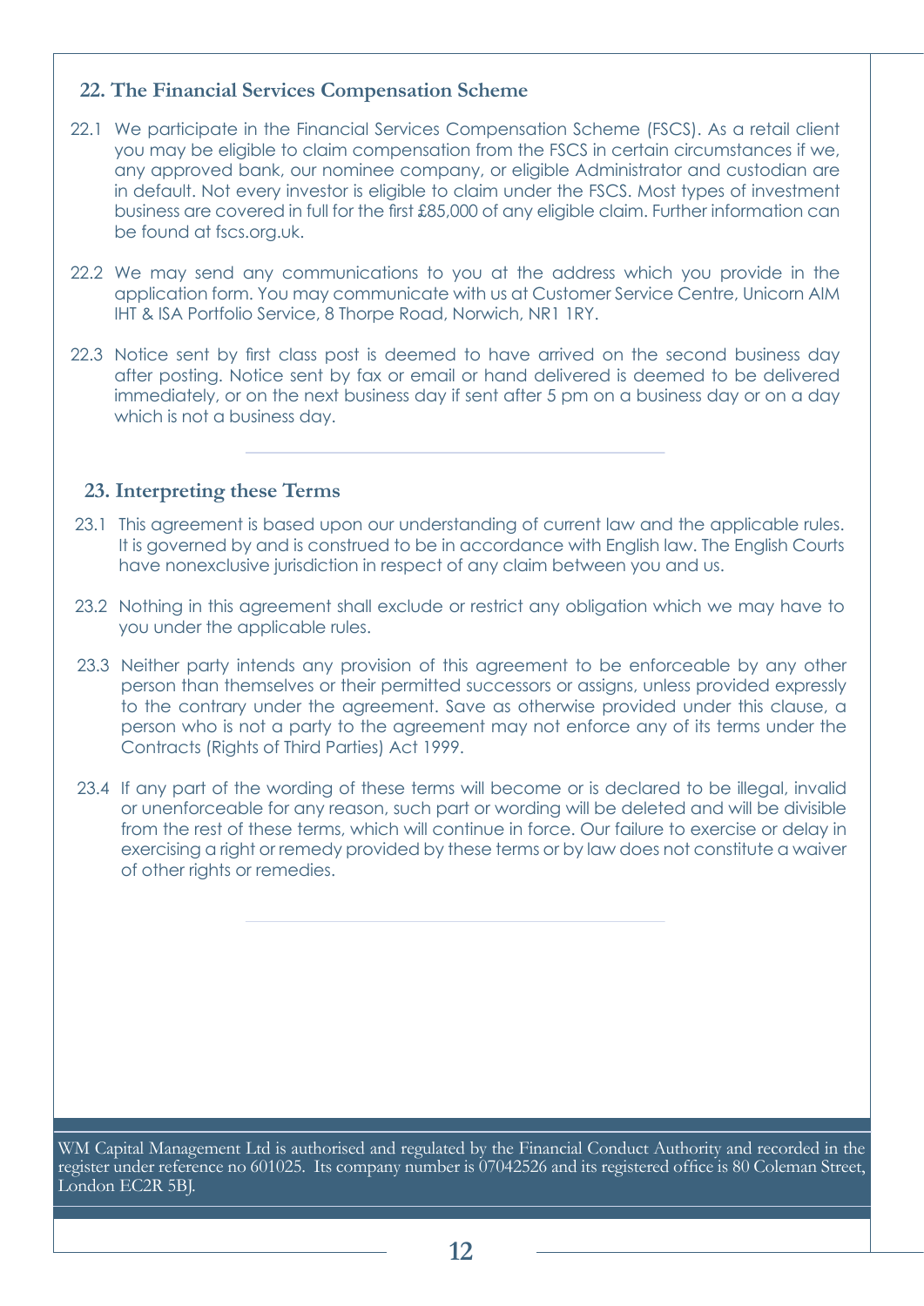## 22. The Financial Services Compensation Scheme

22.1 We participate in the Financial Services Compensation Scheme (FSCS). As a retail client you may be eligible to claim compensation from the FSCS in certain circumstances if we, any approved bank, our nominee company, or eligible Administrator and custodian are in default. Not every investor is eligible to claim under the FSCS. Most types of investment business are covered in full for the first £85,000 of any eligible claim. Further information can be found at fscs.org.uk.

22.2 We may send any communications to you at the address which you provide in the application form. You may communicate with us at Customer Service Centre, Unicorn AIM IHT & ISA Portfolio Service, 8 Thorpe Road, Norwich, NR1 1RY.

22.3 Notice sent by first class post is deemed to have arrived on the second business day after posting. Notice sent by fax or email or hand delivered is deemed to be delivered immediately, or on the next business day if sent after 5 pm on a business day or on a day which is not a business day.

## 23. Interpreting these Terms

23.1 This agreement is based upon our understanding of current law and the applicable rules. It is governed by and is construed to be in accordance with English law. The English Courts have nonexclusive jurisdiction in respect of any claim between you and us.

23.2 Nothing in this agreement shall exclude or restrict any obligation which we may have to you under the applicable rules.

23.3 Neither party intends any provision of this agreement to be enforceable by any other person than themselves or their permitted successors or assigns, unless provided expressly to the contrary under the agreement. Save as otherwise provided under this clause, a person who is not a party to the agreement may not enforce any of its terms under the Contracts (Rights of Third Parties) Act 1999.

23.4 If any part of the wording of these terms will become or is declared to be illegal, invalid or unenforceable for any reason, such part or wording will be deleted and will be divisible from the rest of these terms, which will continue in force. Our failure to exercise or delay in exercising a right or remedy provided by these terms or by law does not constitute a waiver of other rights or remedies.

WM Capital Management Ltd is authorised and regulated by the Financial Conduct Authority and recorded in the register under reference no 601025. Its company number is 07042526 and its registered office is 80 Coleman Street, London EC2R 5BJ.